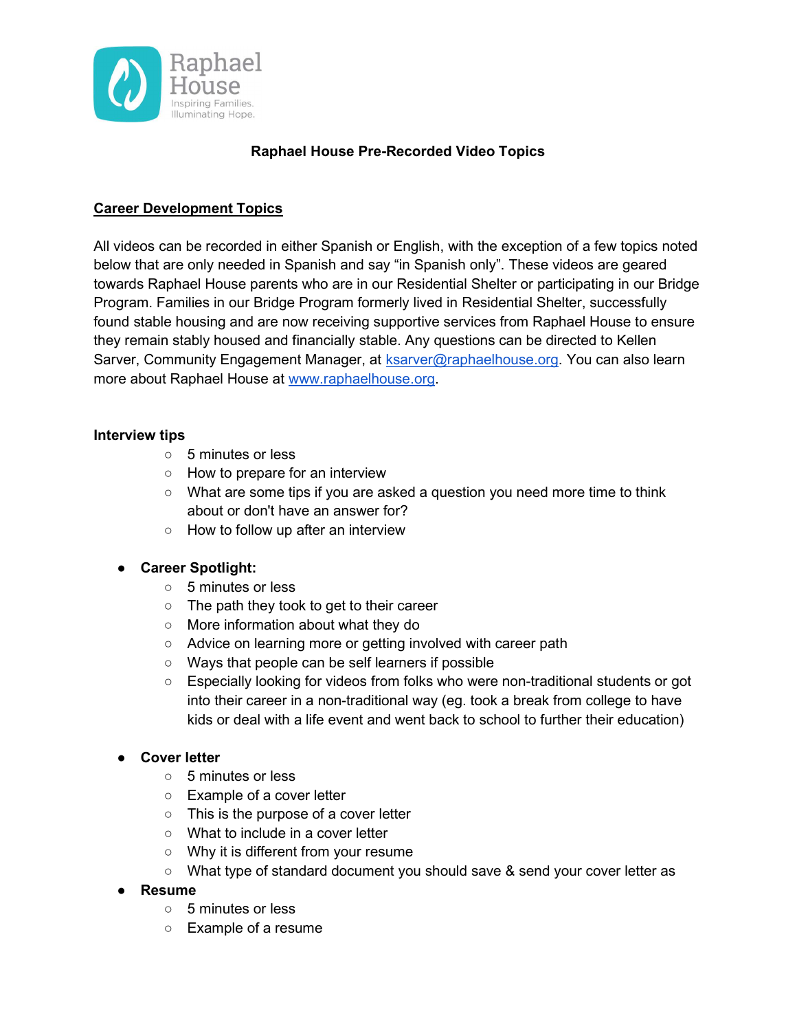Raphael House

Inspiring Families. Illuminating Hope.

**Raphael House Pre-Recorded Video Topics**

## Career Development Topics

All videos can be recorded in either Spanish or English, with the exception of a few topics noted below that are only needed in Spanish and say "in Spanish only". These videos are geared towards Raphael House parents who are in our Residential Shelter or participating in our Bridge Program. Families in our Bridge Program formerly lived in Residential Shelter, successfully found stable housing and are now receiving supportive services from Raphael House to ensure they remain stably housed and financially stable. Any questions can be directed to Kellen Sarver, Community Engagement Manager, at [ksarver@raphaelhouse.org](mailto:ksarver@raphaelhouse.org). You can also learn more about Raphael House at [www.raphaelhouse.org](http://www.raphaelhouse.org).

**Interview tips**

- 5 minutes or less
- How to prepare for an interview
- What are some tips if you are asked a question you need more time to think about or don't have an answer for?
- How to follow up after an interview

- **Career Spotlight:**
  - 5 minutes or less
  - The path they took to get to their career
  - More information about what they do
  - Advice on learning more or getting involved with career path
  - Ways that people can be self learners if possible
  - Especially looking for videos from folks who were non-traditional students or got into their career in a non-traditional way (eg. took a break from college to have kids or deal with a life event and went back to school to further their education)

- **Cover letter**
  - 5 minutes or less
  - Example of a cover letter
  - This is the purpose of a cover letter
  - What to include in a cover letter
  - Why it is different from your resume
  - What type of standard document you should save & send your cover letter as
- **Resume**
  - 5 minutes or less
  - Example of a resume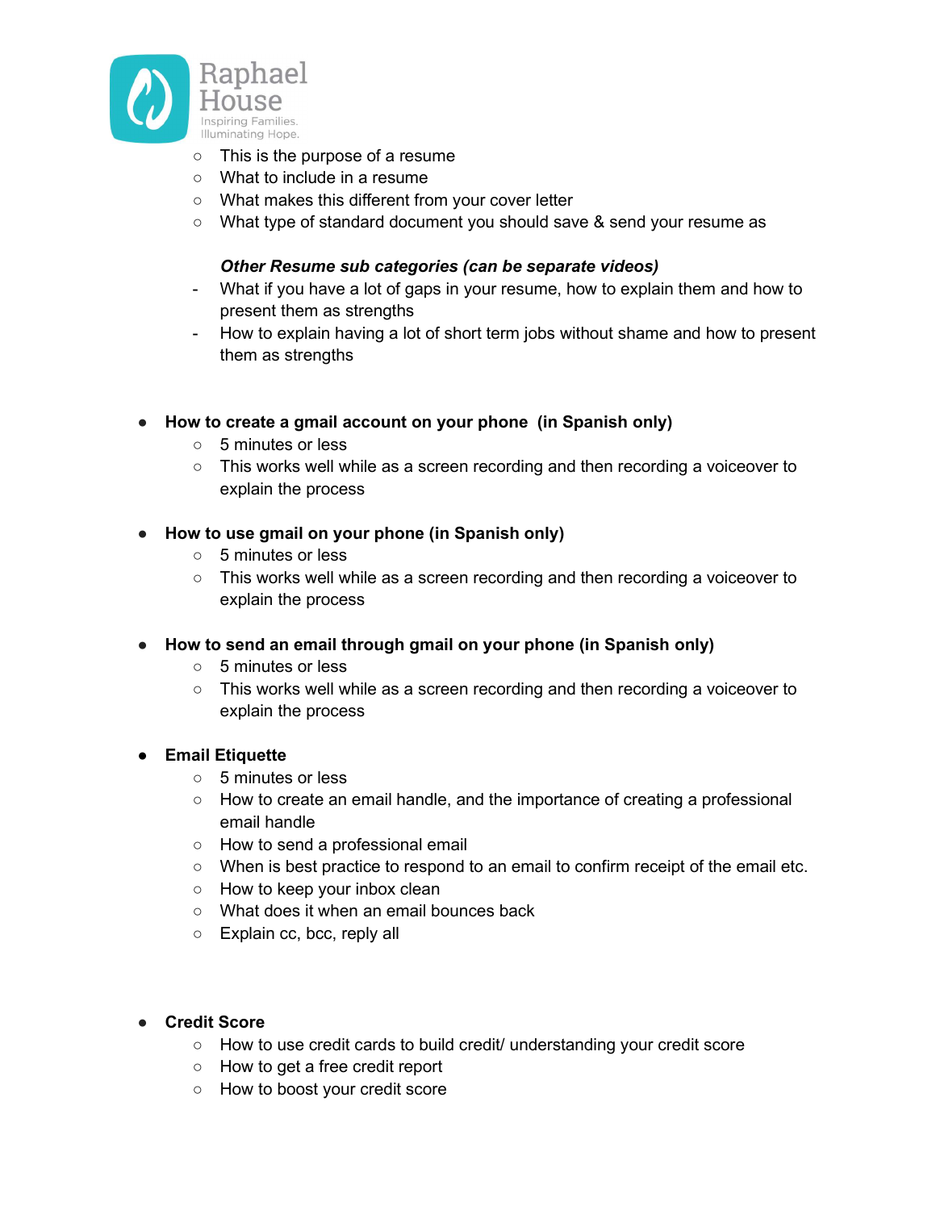- This is the purpose of a resume
- What to include in a resume
- What makes this different from your cover letter
- What type of standard document you should save & send your resume as

***Other Resume sub categories (can be separate videos)***

- What if you have a lot of gaps in your resume, how to explain them and how to present them as strengths
- How to explain having a lot of short term jobs without shame and how to present them as strengths

- **How to create a gmail account on your phone (in Spanish only)**
  - 5 minutes or less
  - This works well while as a screen recording and then recording a voiceover to explain the process

- **How to use gmail on your phone (in Spanish only)**
  - 5 minutes or less
  - This works well while as a screen recording and then recording a voiceover to explain the process

- **How to send an email through gmail on your phone (in Spanish only)**
  - 5 minutes or less
  - This works well while as a screen recording and then recording a voiceover to explain the process

- **Email Etiquette**
  - 5 minutes or less
  - How to create an email handle, and the importance of creating a professional email handle
  - How to send a professional email
  - When is best practice to respond to an email to confirm receipt of the email etc.
  - How to keep your inbox clean
  - What does it when an email bounces back
  - Explain cc, bcc, reply all

- **Credit Score**
  - How to use credit cards to build credit/ understanding your credit score
  - How to get a free credit report
  - How to boost your credit score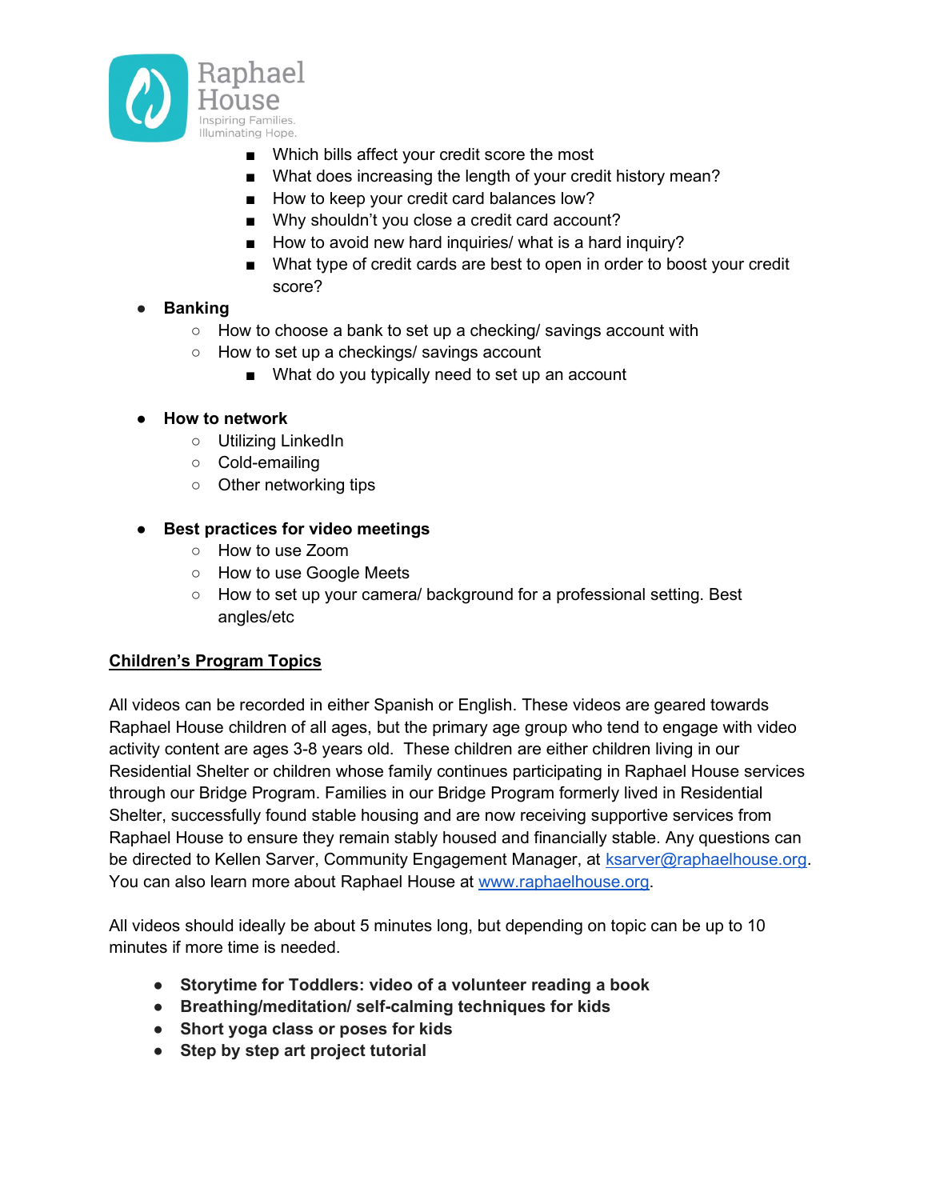- Which bills affect your credit score the most
        - What does increasing the length of your credit history mean?
        - How to keep your credit card balances low?
        - Why shouldn't you close a credit card account?
        - How to avoid new hard inquiries/ what is a hard inquiry?
        - What type of credit cards are best to open in order to boost your credit score?
- **Banking**
    - How to choose a bank to set up a checking/ savings account with
    - How to set up a checkings/ savings account
        - What do you typically need to set up an account
- **How to network**
    - Utilizing LinkedIn
    - Cold-emailing
    - Other networking tips
- **Best practices for video meetings**
    - How to use Zoom
    - How to use Google Meets
    - How to set up your camera/ background for a professional setting. Best angles/etc

**<u>Children's Program Topics</u>**

All videos can be recorded in either Spanish or English. These videos are geared towards Raphael House children of all ages, but the primary age group who tend to engage with video activity content are ages 3-8 years old. These children are either children living in our Residential Shelter or children whose family continues participating in Raphael House services through our Bridge Program. Families in our Bridge Program formerly lived in Residential Shelter, successfully found stable housing and are now receiving supportive services from Raphael House to ensure they remain stably housed and financially stable. Any questions can be directed to Kellen Sarver, Community Engagement Manager, at [ksarver@raphaelhouse.org](mailto:ksarver@raphaelhouse.org). You can also learn more about Raphael House at [www.raphaelhouse.org](http://www.raphaelhouse.org).

All videos should ideally be about 5 minutes long, but depending on topic can be up to 10 minutes if more time is needed.

- **Storytime for Toddlers: video of a volunteer reading a book**
- **Breathing/meditation/ self-calming techniques for kids**
- **Short yoga class or poses for kids**
- **Step by step art project tutorial**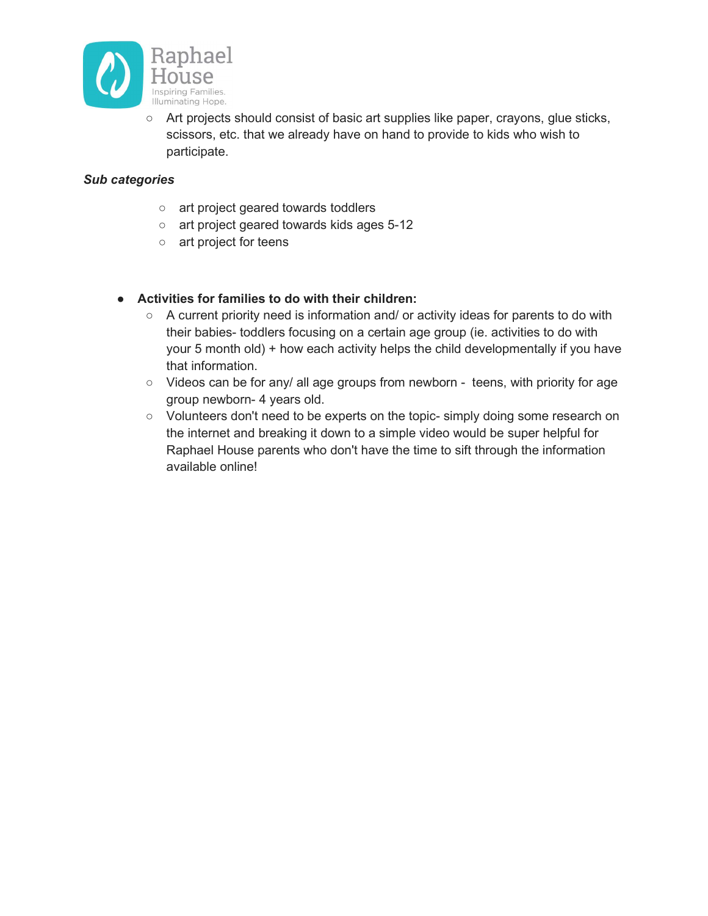- Art projects should consist of basic art supplies like paper, crayons, glue sticks, scissors, etc. that we already have on hand to provide to kids who wish to participate.

***Sub categories***

- art project geared towards toddlers
- art project geared towards kids ages 5-12
- art project for teens

- **Activities for families to do with their children:**
  - A current priority need is information and/ or activity ideas for parents to do with their babies- toddlers focusing on a certain age group (ie. activities to do with your 5 month old) + how each activity helps the child developmentally if you have that information.
  - Videos can be for any/ all age groups from newborn - teens, with priority for age group newborn- 4 years old.
  - Volunteers don't need to be experts on the topic- simply doing some research on the internet and breaking it down to a simple video would be super helpful for Raphael House parents who don't have the time to sift through the information available online!